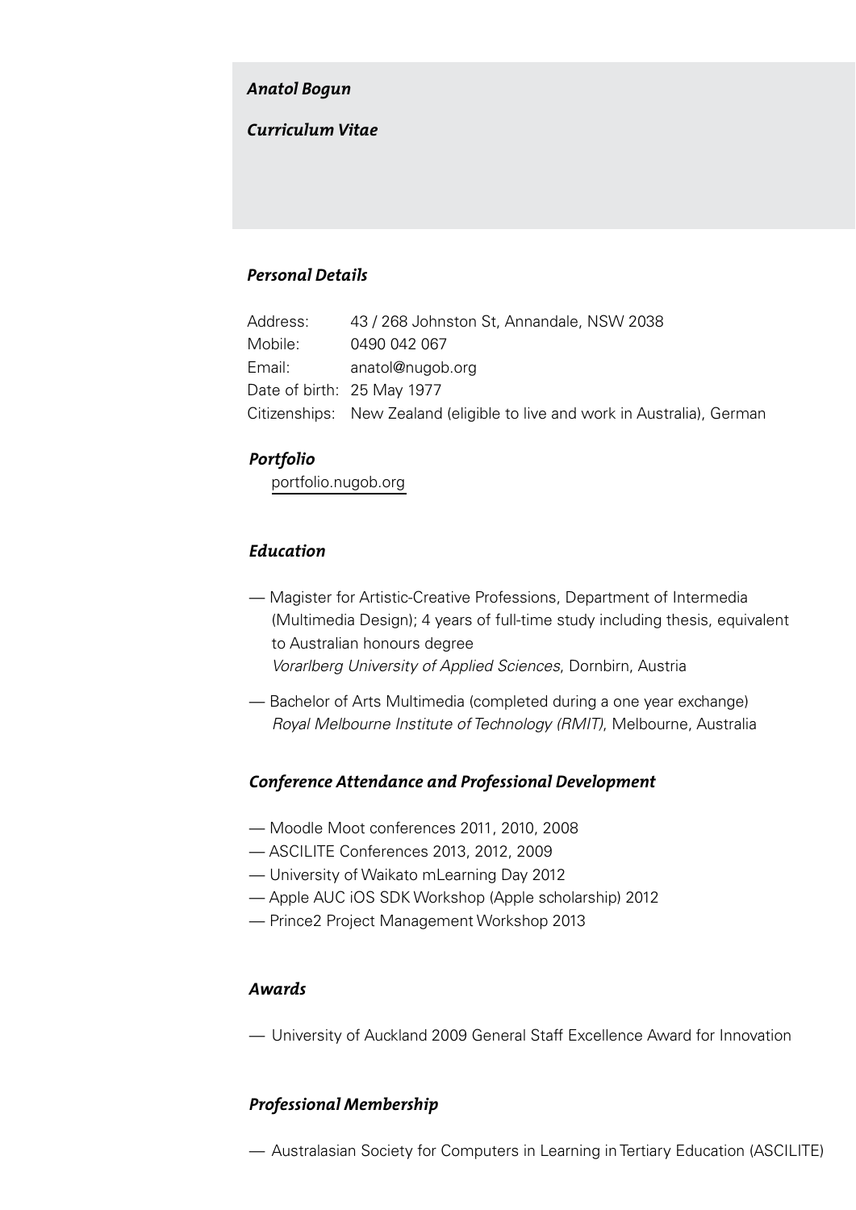# *Anatol Bogun*

## *Curriculum Vitae*

### *Personal Details*

Address: 43 / 268 Johnston St, Annandale, NSW 2038
Mobile: 0490 042 067
Email: anatol@nugob.org
Date of birth: 25 May 1977
Citizenships: New Zealand (eligible to live and work in Australia), German

### *Portfolio*

portfolio.nugob.org

### *Education*

— Magister for Artistic-Creative Professions, Department of Intermedia (Multimedia Design); 4 years of full-time study including thesis, equivalent to Australian honours degree
*Vorarlberg University of Applied Sciences*, Dornbirn, Austria

— Bachelor of Arts Multimedia (completed during a one year exchange)
*Royal Melbourne Institute of Technology (RMIT)*, Melbourne, Australia

### *Conference Attendance and Professional Development*

— Moodle Moot conferences 2011, 2010, 2008
— ASCILITE Conferences 2013, 2012, 2009
— University of Waikato mLearning Day 2012
— Apple AUC iOS SDK Workshop (Apple scholarship) 2012
— Prince2 Project Management Workshop 2013

### *Awards*

— University of Auckland 2009 General Staff Excellence Award for Innovation

### *Professional Membership*

— Australasian Society for Computers in Learning in Tertiary Education (ASCILITE)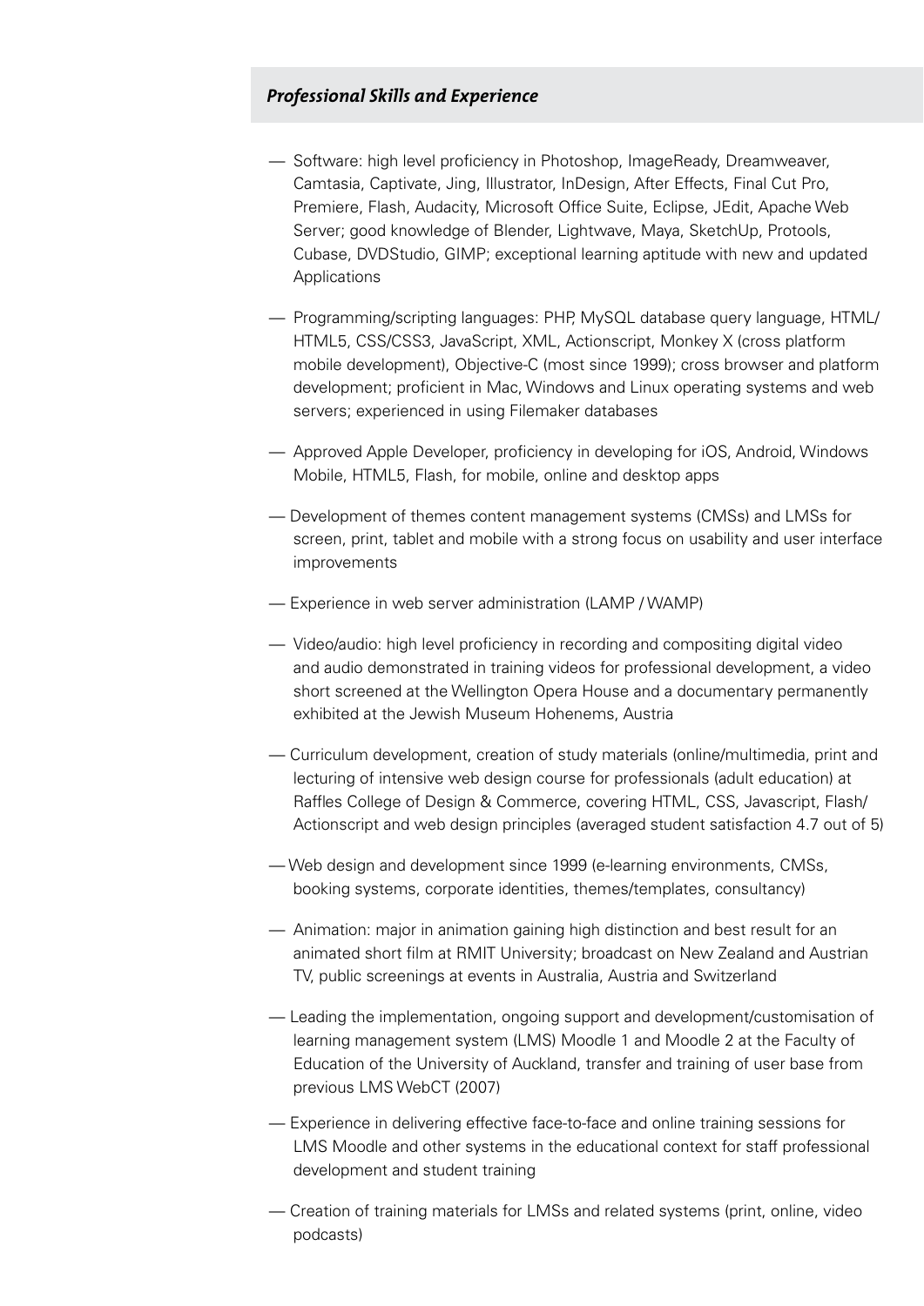## *Professional Skills and Experience*

- Software: high level proficiency in Photoshop, ImageReady, Dreamweaver, Camtasia, Captivate, Jing, Illustrator, InDesign, After Effects, Final Cut Pro, Premiere, Flash, Audacity, Microsoft Office Suite, Eclipse, JEdit, Apache Web Server; good knowledge of Blender, Lightwave, Maya, SketchUp, Protools, Cubase, DVDStudio, GIMP; exceptional learning aptitude with new and updated Applications

- Programming/scripting languages: PHP, MySQL database query language, HTML/HTML5, CSS/CSS3, JavaScript, XML, Actionscript, Monkey X (cross platform mobile development), Objective-C (most since 1999); cross browser and platform development; proficient in Mac, Windows and Linux operating systems and web servers; experienced in using Filemaker databases

- Approved Apple Developer, proficiency in developing for iOS, Android, Windows Mobile, HTML5, Flash, for mobile, online and desktop apps

- Development of themes content management systems (CMSs) and LMSs for screen, print, tablet and mobile with a strong focus on usability and user interface improvements

- Experience in web server administration (LAMP / WAMP)

- Video/audio: high level proficiency in recording and compositing digital video and audio demonstrated in training videos for professional development, a video short screened at the Wellington Opera House and a documentary permanently exhibited at the Jewish Museum Hohenems, Austria

- Curriculum development, creation of study materials (online/multimedia, print and lecturing of intensive web design course for professionals (adult education) at Raffles College of Design & Commerce, covering HTML, CSS, Javascript, Flash/Actionscript and web design principles (averaged student satisfaction 4.7 out of 5)

- Web design and development since 1999 (e-learning environments, CMSs, booking systems, corporate identities, themes/templates, consultancy)

- Animation: major in animation gaining high distinction and best result for an animated short film at RMIT University; broadcast on New Zealand and Austrian TV, public screenings at events in Australia, Austria and Switzerland

- Leading the implementation, ongoing support and development/customisation of learning management system (LMS) Moodle 1 and Moodle 2 at the Faculty of Education of the University of Auckland, transfer and training of user base from previous LMS WebCT (2007)

- Experience in delivering effective face-to-face and online training sessions for LMS Moodle and other systems in the educational context for staff professional development and student training

- Creation of training materials for LMSs and related systems (print, online, video podcasts)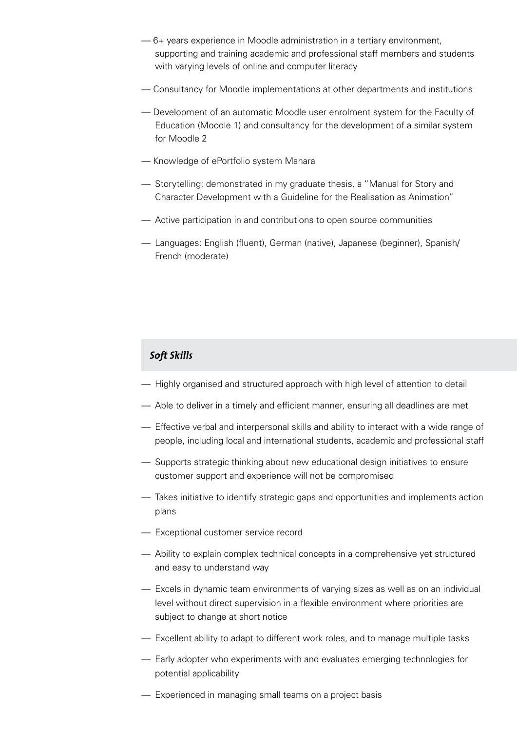— 6+ years experience in Moodle administration in a tertiary environment, supporting and training academic and professional staff members and students with varying levels of online and computer literacy

— Consultancy for Moodle implementations at other departments and institutions

— Development of an automatic Moodle user enrolment system for the Faculty of Education (Moodle 1) and consultancy for the development of a similar system for Moodle 2

— Knowledge of ePortfolio system Mahara

— Storytelling: demonstrated in my graduate thesis, a "Manual for Story and Character Development with a Guideline for the Realisation as Animation"

— Active participation in and contributions to open source communities

— Languages: English (fluent), German (native), Japanese (beginner), Spanish/French (moderate)

## *Soft Skills*

— Highly organised and structured approach with high level of attention to detail

— Able to deliver in a timely and efficient manner, ensuring all deadlines are met

— Effective verbal and interpersonal skills and ability to interact with a wide range of people, including local and international students, academic and professional staff

— Supports strategic thinking about new educational design initiatives to ensure customer support and experience will not be compromised

— Takes initiative to identify strategic gaps and opportunities and implements action plans

— Exceptional customer service record

— Ability to explain complex technical concepts in a comprehensive yet structured and easy to understand way

— Excels in dynamic team environments of varying sizes as well as on an individual level without direct supervision in a flexible environment where priorities are subject to change at short notice

— Excellent ability to adapt to different work roles, and to manage multiple tasks

— Early adopter who experiments with and evaluates emerging technologies for potential applicability

— Experienced in managing small teams on a project basis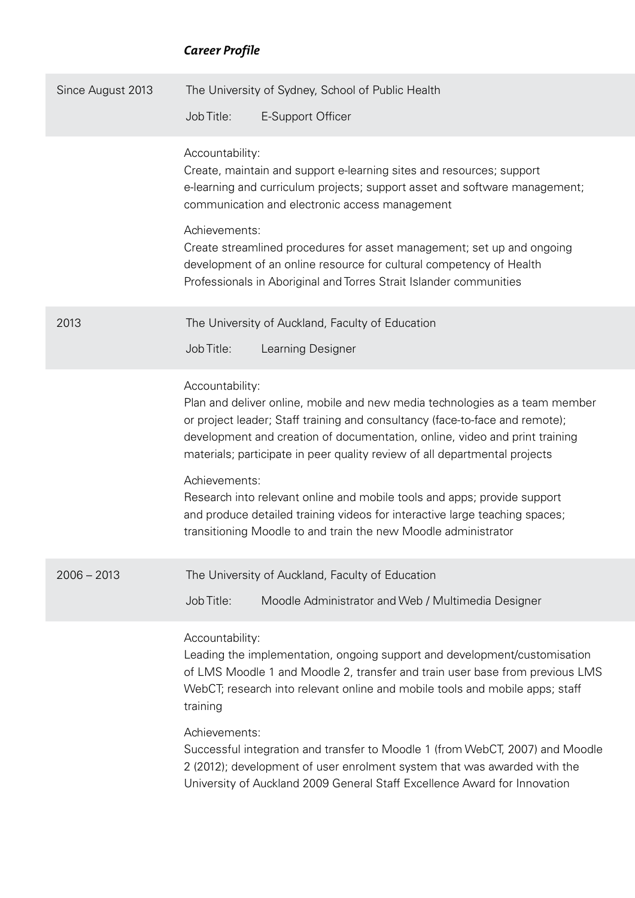### *Career Profile*

**Since August 2013** — The University of Sydney, School of Public Health

Job Title: E-Support Officer

Accountability:
Create, maintain and support e-learning sites and resources; support e-learning and curriculum projects; support asset and software management; communication and electronic access management

Achievements:
Create streamlined procedures for asset management; set up and ongoing development of an online resource for cultural competency of Health Professionals in Aboriginal and Torres Strait Islander communities

**2013** — The University of Auckland, Faculty of Education

Job Title: Learning Designer

Accountability:
Plan and deliver online, mobile and new media technologies as a team member or project leader; Staff training and consultancy (face-to-face and remote); development and creation of documentation, online, video and print training materials; participate in peer quality review of all departmental projects

Achievements:
Research into relevant online and mobile tools and apps; provide support and produce detailed training videos for interactive large teaching spaces; transitioning Moodle to and train the new Moodle administrator

**2006 – 2013** — The University of Auckland, Faculty of Education

Job Title: Moodle Administrator and Web / Multimedia Designer

Accountability:
Leading the implementation, ongoing support and development/customisation of LMS Moodle 1 and Moodle 2, transfer and train user base from previous LMS WebCT; research into relevant online and mobile tools and mobile apps; staff training

Achievements:
Successful integration and transfer to Moodle 1 (from WebCT, 2007) and Moodle 2 (2012); development of user enrolment system that was awarded with the University of Auckland 2009 General Staff Excellence Award for Innovation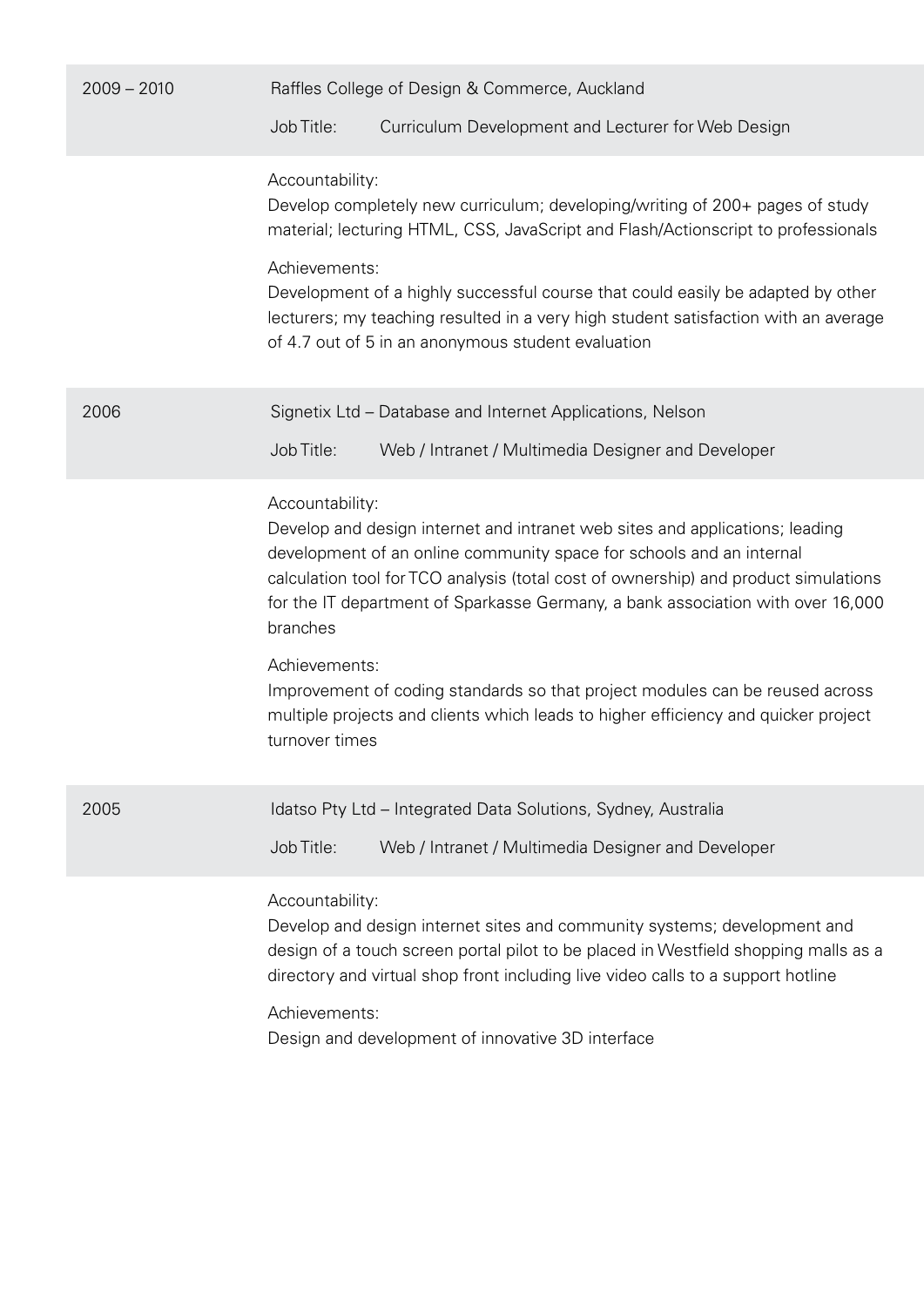**2009 – 2010** — Raffles College of Design & Commerce, Auckland

Job Title: Curriculum Development and Lecturer for Web Design

Accountability:
Develop completely new curriculum; developing/writing of 200+ pages of study material; lecturing HTML, CSS, JavaScript and Flash/Actionscript to professionals

Achievements:
Development of a highly successful course that could easily be adapted by other lecturers; my teaching resulted in a very high student satisfaction with an average of 4.7 out of 5 in an anonymous student evaluation

**2006** — Signetix Ltd – Database and Internet Applications, Nelson

Job Title: Web / Intranet / Multimedia Designer and Developer

Accountability:
Develop and design internet and intranet web sites and applications; leading development of an online community space for schools and an internal calculation tool for TCO analysis (total cost of ownership) and product simulations for the IT department of Sparkasse Germany, a bank association with over 16,000 branches

Achievements:
Improvement of coding standards so that project modules can be reused across multiple projects and clients which leads to higher efficiency and quicker project turnover times

**2005** — Idatso Pty Ltd – Integrated Data Solutions, Sydney, Australia

Job Title: Web / Intranet / Multimedia Designer and Developer

Accountability:
Develop and design internet sites and community systems; development and design of a touch screen portal pilot to be placed in Westfield shopping malls as a directory and virtual shop front including live video calls to a support hotline

Achievements:
Design and development of innovative 3D interface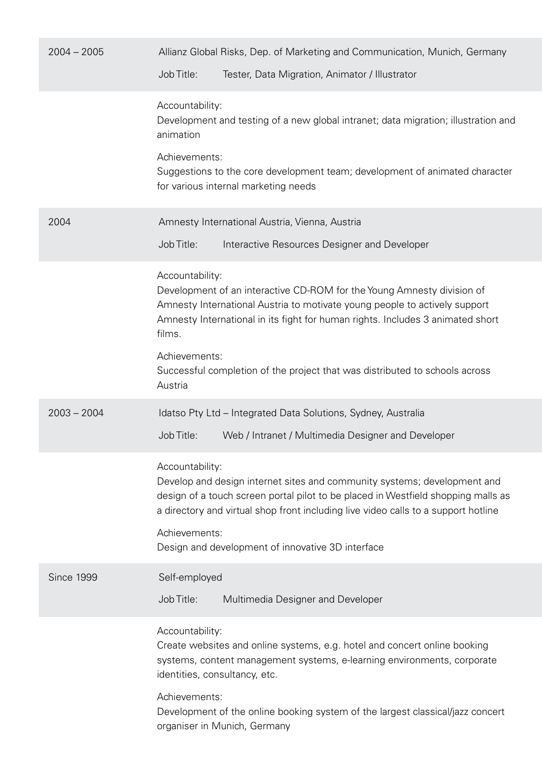| | |
|---|---|
| 2004 – 2005 | Allianz Global Risks, Dep. of Marketing and Communication, Munich, Germany<br>Job Title: Tester, Data Migration, Animator / Illustrator |
| | Accountability:<br>Development and testing of a new global intranet; data migration; illustration and animation<br><br>Achievements:<br>Suggestions to the core development team; development of animated character for various internal marketing needs |
| 2004 | Amnesty International Austria, Vienna, Austria<br>Job Title: Interactive Resources Designer and Developer |
| | Accountability:<br>Development of an interactive CD-ROM for the Young Amnesty division of Amnesty International Austria to motivate young people to actively support Amnesty International in its fight for human rights. Includes 3 animated short films.<br><br>Achievements:<br>Successful completion of the project that was distributed to schools across Austria |
| 2003 – 2004 | Idatso Pty Ltd – Integrated Data Solutions, Sydney, Australia<br>Job Title: Web / Intranet / Multimedia Designer and Developer |
| | Accountability:<br>Develop and design internet sites and community systems; development and design of a touch screen portal pilot to be placed in Westfield shopping malls as a directory and virtual shop front including live video calls to a support hotline<br><br>Achievements:<br>Design and development of innovative 3D interface |
| Since 1999 | Self-employed<br>Job Title: Multimedia Designer and Developer |
| | Accountability:<br>Create websites and online systems, e.g. hotel and concert online booking systems, content management systems, e-learning environments, corporate identities, consultancy, etc.<br><br>Achievements:<br>Development of the online booking system of the largest classical/jazz concert organiser in Munich, Germany |